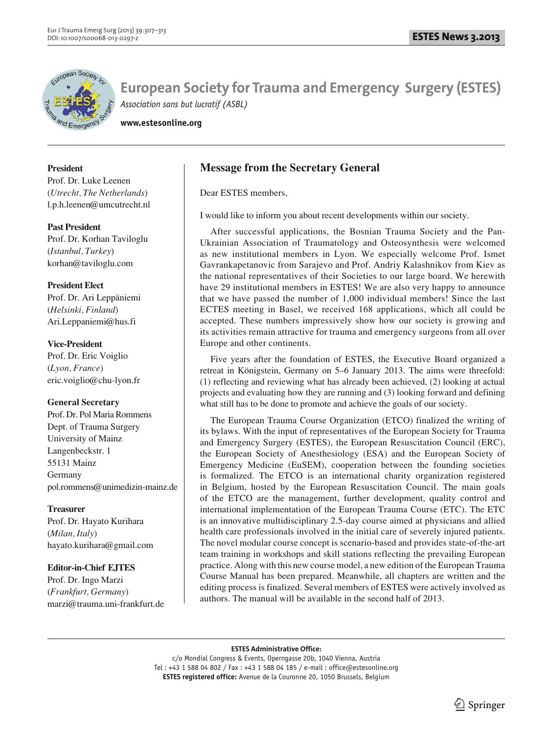# European Society for Trauma and Emergency Surgery (ESTES)

*Association sans but lucratif (ASBL)*

**www.estesonline.org**

**President**
Prof. Dr. Luke Leenen
(*Utrecht, The Netherlands*)
l.p.h.leenen@umcutrecht.nl

**Past President**
Prof. Dr. Korhan Taviloglu
(*Istanbul, Turkey*)
korhan@taviloglu.com

**President Elect**
Prof. Dr. Ari Leppäniemi
(*Helsinki, Finland*)
Ari.Leppaniemi@hus.fi

**Vice-President**
Prof. Dr. Eric Voiglio
(*Lyon, France*)
eric.voiglio@chu-lyon.fr

**General Secretary**
Prof. Dr. Pol Maria Rommens
Dept. of Trauma Surgery
University of Mainz
Langenbeckstr. 1
55131 Mainz
Germany
pol.rommens@unimedizin-mainz.de

**Treasurer**
Prof. Dr. Hayato Kurihara
(*Milan, Italy*)
hayato.kurihara@gmail.com

**Editor-in-Chief EJTES**
Prof. Dr. Ingo Marzi
(*Frankfurt, Germany*)
marzi@trauma.uni-frankfurt.de

## Message from the Secretary General

Dear ESTES members,

I would like to inform you about recent developments within our society.

After successful applications, the Bosnian Trauma Society and the Pan-Ukrainian Association of Traumatology and Osteosynthesis were welcomed as new institutional members in Lyon. We especially welcome Prof. Ismet Gavrankapetanovic from Sarajevo and Prof. Andriy Kalashnikov from Kiev as the national representatives of their Societies to our large board. We herewith have 29 institutional members in ESTES! We are also very happy to announce that we have passed the number of 1,000 individual members! Since the last ECTES meeting in Basel, we received 168 applications, which all could be accepted. These numbers impressively show how our society is growing and its activities remain attractive for trauma and emergency surgeons from all over Europe and other continents.

Five years after the foundation of ESTES, the Executive Board organized a retreat in Königstein, Germany on 5–6 January 2013. The aims were threefold: (1) reflecting and reviewing what has already been achieved, (2) looking at actual projects and evaluating how they are running and (3) looking forward and defining what still has to be done to promote and achieve the goals of our society.

The European Trauma Course Organization (ETCO) finalized the writing of its bylaws. With the input of representatives of the European Society for Trauma and Emergency Surgery (ESTES), the European Resuscitation Council (ERC), the European Society of Anesthesiology (ESA) and the European Society of Emergency Medicine (EuSEM), cooperation between the founding societies is formalized. The ETCO is an international charity organization registered in Belgium, hosted by the European Resuscitation Council. The main goals of the ETCO are the management, further development, quality control and international implementation of the European Trauma Course (ETC). The ETC is an innovative multidisciplinary 2.5-day course aimed at physicians and allied health care professionals involved in the initial care of severely injured patients. The novel modular course concept is scenario-based and provides state-of-the-art team training in workshops and skill stations reflecting the prevailing European practice. Along with this new course model, a new edition of the European Trauma Course Manual has been prepared. Meanwhile, all chapters are written and the editing process is finalized. Several members of ESTES were actively involved as authors. The manual will be available in the second half of 2013.

**ESTES Administrative Office:**
c/o Mondial Congress & Events, Operngasse 20b, 1040 Vienna, Austria
Tel : +43 1 588 04 802 / Fax : +43 1 588 04 185 / e-mail : office@estesonline.org
**ESTES registered office:** Avenue de la Couronne 20, 1050 Brussels, Belgium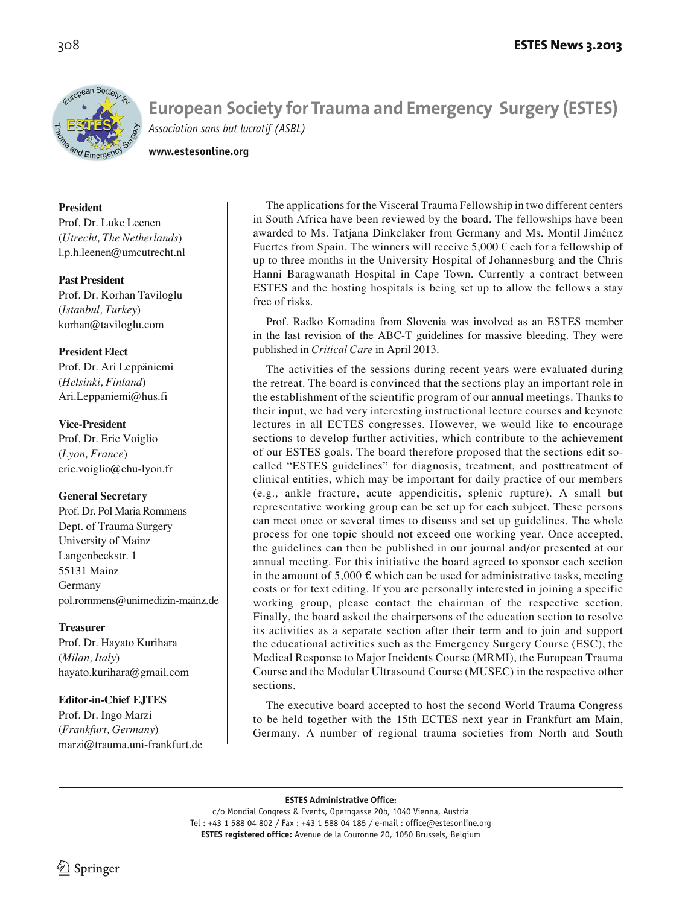# European Society for Trauma and Emergency Surgery (ESTES)

*Association sans but lucratif (ASBL)*

**www.estesonline.org**

**President**
Prof. Dr. Luke Leenen
(*Utrecht, The Netherlands*)
l.p.h.leenen@umcutrecht.nl

**Past President**
Prof. Dr. Korhan Taviloglu
(*Istanbul, Turkey*)
korhan@taviloglu.com

**President Elect**
Prof. Dr. Ari Leppäniemi
(*Helsinki, Finland*)
Ari.Leppaniemi@hus.fi

**Vice-President**
Prof. Dr. Eric Voiglio
(*Lyon, France*)
eric.voiglio@chu-lyon.fr

**General Secretary**
Prof. Dr. Pol Maria Rommens
Dept. of Trauma Surgery
University of Mainz
Langenbeckstr. 1
55131 Mainz
Germany
pol.rommens@unimedizin-mainz.de

**Treasurer**
Prof. Dr. Hayato Kurihara
(*Milan, Italy*)
hayato.kurihara@gmail.com

**Editor-in-Chief EJTES**
Prof. Dr. Ingo Marzi
(*Frankfurt, Germany*)
marzi@trauma.uni-frankfurt.de

The applications for the Visceral Trauma Fellowship in two different centers in South Africa have been reviewed by the board. The fellowships have been awarded to Ms. Tatjana Dinkelaker from Germany and Ms. Montil Jiménez Fuertes from Spain. The winners will receive 5,000 € each for a fellowship of up to three months in the University Hospital of Johannesburg and the Chris Hanni Baragwanath Hospital in Cape Town. Currently a contract between ESTES and the hosting hospitals is being set up to allow the fellows a stay free of risks.

Prof. Radko Komadina from Slovenia was involved as an ESTES member in the last revision of the ABC-T guidelines for massive bleeding. They were published in *Critical Care* in April 2013.

The activities of the sessions during recent years were evaluated during the retreat. The board is convinced that the sections play an important role in the establishment of the scientific program of our annual meetings. Thanks to their input, we had very interesting instructional lecture courses and keynote lectures in all ECTES congresses. However, we would like to encourage sections to develop further activities, which contribute to the achievement of our ESTES goals. The board therefore proposed that the sections edit so-called "ESTES guidelines" for diagnosis, treatment, and posttreatment of clinical entities, which may be important for daily practice of our members (e.g., ankle fracture, acute appendicitis, splenic rupture). A small but representative working group can be set up for each subject. These persons can meet once or several times to discuss and set up guidelines. The whole process for one topic should not exceed one working year. Once accepted, the guidelines can then be published in our journal and/or presented at our annual meeting. For this initiative the board agreed to sponsor each section in the amount of 5,000 € which can be used for administrative tasks, meeting costs or for text editing. If you are personally interested in joining a specific working group, please contact the chairman of the respective section. Finally, the board asked the chairpersons of the education section to resolve its activities as a separate section after their term and to join and support the educational activities such as the Emergency Surgery Course (ESC), the Medical Response to Major Incidents Course (MRMI), the European Trauma Course and the Modular Ultrasound Course (MUSEC) in the respective other sections.

The executive board accepted to host the second World Trauma Congress to be held together with the 15th ECTES next year in Frankfurt am Main, Germany. A number of regional trauma societies from North and South

**ESTES Administrative Office:**
c/o Mondial Congress & Events, Operngasse 20b, 1040 Vienna, Austria
Tel : +43 1 588 04 802 / Fax : +43 1 588 04 185 / e-mail : office@estesonline.org
**ESTES registered office:** Avenue de la Couronne 20, 1050 Brussels, Belgium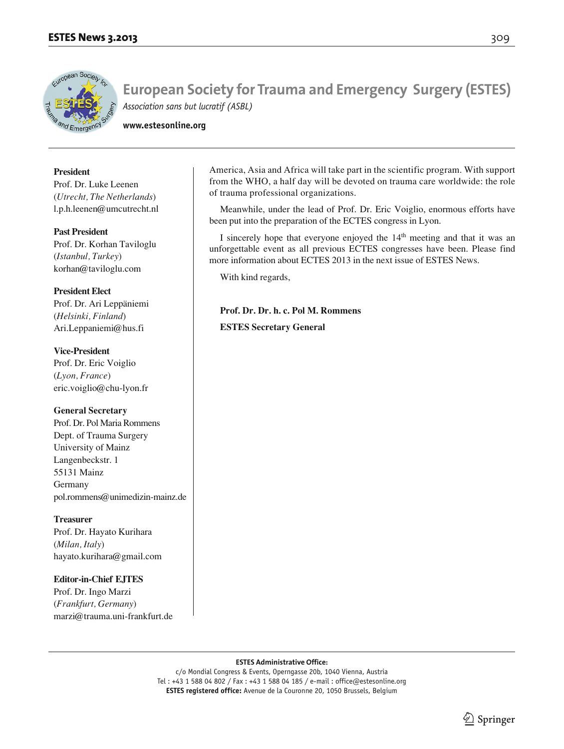# European Society for Trauma and Emergency Surgery (ESTES)

*Association sans but lucratif (ASBL)*

**www.estesonline.org**

**President**
Prof. Dr. Luke Leenen
(*Utrecht, The Netherlands*)
l.p.h.leenen@umcutrecht.nl

**Past President**
Prof. Dr. Korhan Taviloglu
(*Istanbul, Turkey*)
korhan@taviloglu.com

**President Elect**
Prof. Dr. Ari Leppäniemi
(*Helsinki, Finland*)
Ari.Leppaniemi@hus.fi

**Vice-President**
Prof. Dr. Eric Voiglio
(*Lyon, France*)
eric.voiglio@chu-lyon.fr

**General Secretary**
Prof. Dr. Pol Maria Rommens
Dept. of Trauma Surgery
University of Mainz
Langenbeckstr. 1
55131 Mainz
Germany
pol.rommens@unimedizin-mainz.de

**Treasurer**
Prof. Dr. Hayato Kurihara
(*Milan, Italy*)
hayato.kurihara@gmail.com

**Editor-in-Chief EJTES**
Prof. Dr. Ingo Marzi
(*Frankfurt, Germany*)
marzi@trauma.uni-frankfurt.de

America, Asia and Africa will take part in the scientific program. With support from the WHO, a half day will be devoted on trauma care worldwide: the role of trauma professional organizations.

Meanwhile, under the lead of Prof. Dr. Eric Voiglio, enormous efforts have been put into the preparation of the ECTES congress in Lyon.

I sincerely hope that everyone enjoyed the 14th meeting and that it was an unforgettable event as all previous ECTES congresses have been. Please find more information about ECTES 2013 in the next issue of ESTES News.

With kind regards,

**Prof. Dr. Dr. h. c. Pol M. Rommens**

**ESTES Secretary General**

**ESTES Administrative Office:**
c/o Mondial Congress & Events, Operngasse 20b, 1040 Vienna, Austria
Tel : +43 1 588 04 802 / Fax : +43 1 588 04 185 / e-mail : office@estesonline.org
**ESTES registered office:** Avenue de la Couronne 20, 1050 Brussels, Belgium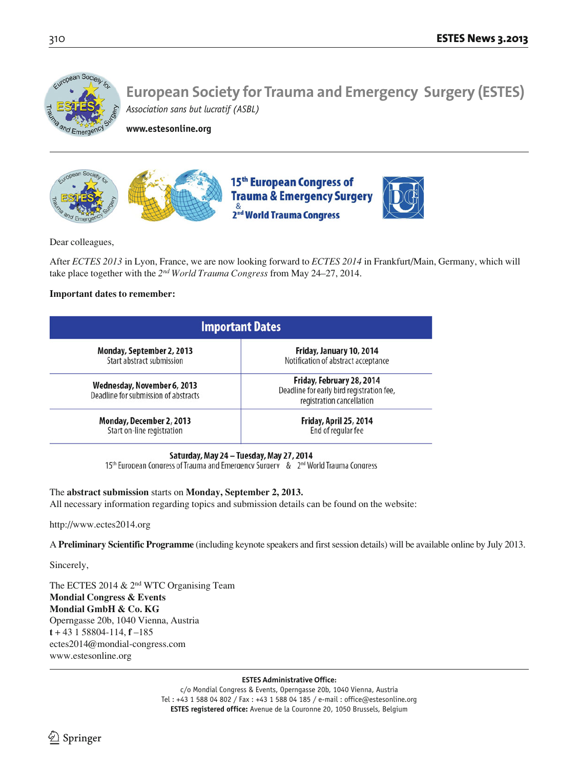# European Society for Trauma and Emergency Surgery (ESTES)

*Association sans but lucratif (ASBL)*

**www.estesonline.org**

## 15th European Congress of Trauma & Emergency Surgery & 2nd World Trauma Congress

Dear colleagues,

After *ECTES 2013* in Lyon, France, we are now looking forward to *ECTES 2014* in Frankfurt/Main, Germany, which will take place together with the *2nd World Trauma Congress* from May 24–27, 2014.

**Important dates to remember:**

| Important Dates | |
|---|---|
| **Monday, September 2, 2013**<br>Start abstract submission | **Friday, January 10, 2014**<br>Notification of abstract acceptance |
| **Wednesday, November 6, 2013**<br>Deadline for submission of abstracts | **Friday, February 28, 2014**<br>Deadline for early bird registration fee, registration cancellation |
| **Monday, December 2, 2013**<br>Start on-line registration | **Friday, April 25, 2014**<br>End of regular fee |

**Saturday, May 24 – Tuesday, May 27, 2014**
15th European Congress of Trauma & Emergency Surgery & 2nd World Trauma Congress

The **abstract submission** starts on **Monday, September 2, 2013.**
All necessary information regarding topics and submission details can be found on the website:

http://www.ectes2014.org

A **Preliminary Scientific Programme** (including keynote speakers and first session details) will be available online by July 2013.

Sincerely,

The ECTES 2014 & 2nd WTC Organising Team
**Mondial Congress & Events**
**Mondial GmbH & Co. KG**
Operngasse 20b, 1040 Vienna, Austria
**t** + 43 1 58804-114, **f** –185
ectes2014@mondial-congress.com
www.estesonline.org

**ESTES Administrative Office:**
c/o Mondial Congress & Events, Operngasse 20b, 1040 Vienna, Austria
Tel : +43 1 588 04 802 / Fax : +43 1 588 04 185 / e-mail : office@estesonline.org
**ESTES registered office:** Avenue de la Couronne 20, 1050 Brussels, Belgium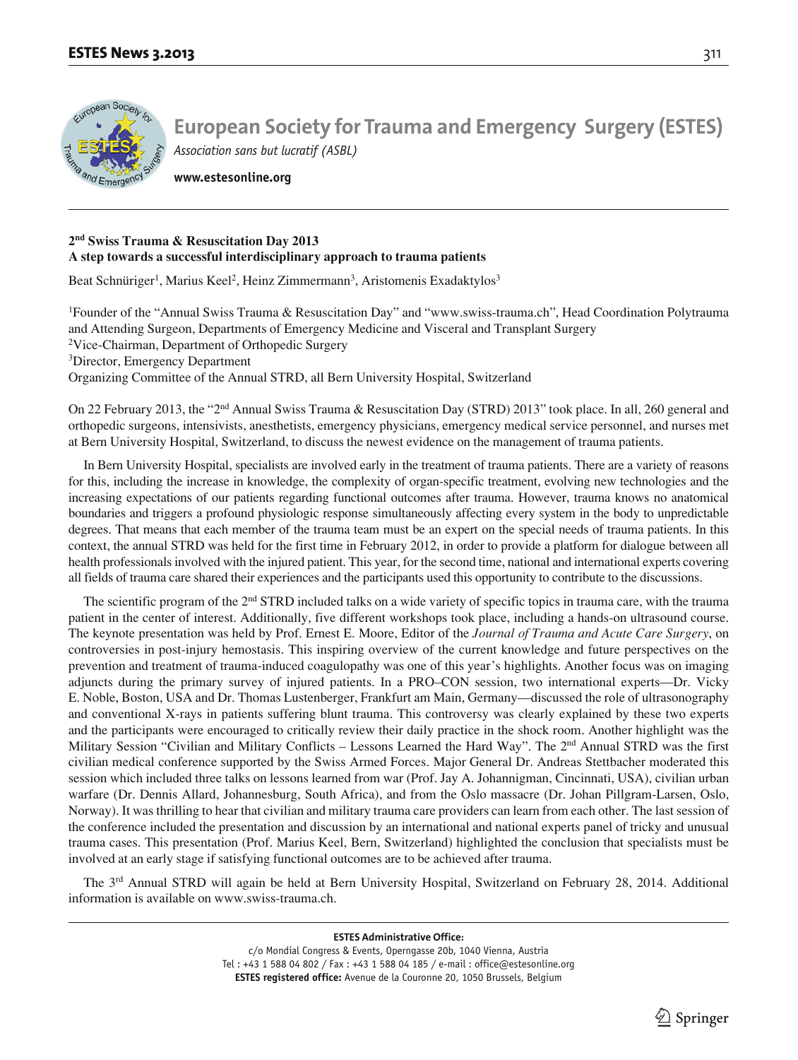# European Society for Trauma and Emergency Surgery (ESTES)

*Association sans but lucratif (ASBL)*

**www.estesonline.org**

## 2nd Swiss Trauma & Resuscitation Day 2013
## A step towards a successful interdisciplinary approach to trauma patients

Beat Schnüriger[1], Marius Keel[2], Heinz Zimmermann[3], Aristomenis Exadaktylos[3]

[1]Founder of the "Annual Swiss Trauma & Resuscitation Day" and "www.swiss-trauma.ch", Head Coordination Polytrauma and Attending Surgeon, Departments of Emergency Medicine and Visceral and Transplant Surgery
[2]Vice-Chairman, Department of Orthopedic Surgery
[3]Director, Emergency Department
Organizing Committee of the Annual STRD, all Bern University Hospital, Switzerland

On 22 February 2013, the "2nd Annual Swiss Trauma & Resuscitation Day (STRD) 2013" took place. In all, 260 general and orthopedic surgeons, intensivists, anesthetists, emergency physicians, emergency medical service personnel, and nurses met at Bern University Hospital, Switzerland, to discuss the newest evidence on the management of trauma patients.

In Bern University Hospital, specialists are involved early in the treatment of trauma patients. There are a variety of reasons for this, including the increase in knowledge, the complexity of organ-specific treatment, evolving new technologies and the increasing expectations of our patients regarding functional outcomes after trauma. However, trauma knows no anatomical boundaries and triggers a profound physiologic response simultaneously affecting every system in the body to unpredictable degrees. That means that each member of the trauma team must be an expert on the special needs of trauma patients. In this context, the annual STRD was held for the first time in February 2012, in order to provide a platform for dialogue between all health professionals involved with the injured patient. This year, for the second time, national and international experts covering all fields of trauma care shared their experiences and the participants used this opportunity to contribute to the discussions.

The scientific program of the 2nd STRD included talks on a wide variety of specific topics in trauma care, with the trauma patient in the center of interest. Additionally, five different workshops took place, including a hands-on ultrasound course. The keynote presentation was held by Prof. Ernest E. Moore, Editor of the *Journal of Trauma and Acute Care Surgery*, on controversies in post-injury hemostasis. This inspiring overview of the current knowledge and future perspectives on the prevention and treatment of trauma-induced coagulopathy was one of this year's highlights. Another focus was on imaging adjuncts during the primary survey of injured patients. In a PRO–CON session, two international experts—Dr. Vicky E. Noble, Boston, USA and Dr. Thomas Lustenberger, Frankfurt am Main, Germany—discussed the role of ultrasonography and conventional X-rays in patients suffering blunt trauma. This controversy was clearly explained by these two experts and the participants were encouraged to critically review their daily practice in the shock room. Another highlight was the Military Session "Civilian and Military Conflicts – Lessons Learned the Hard Way". The 2nd Annual STRD was the first civilian medical conference supported by the Swiss Armed Forces. Major General Dr. Andreas Stettbacher moderated this session which included three talks on lessons learned from war (Prof. Jay A. Johannigman, Cincinnati, USA), civilian urban warfare (Dr. Dennis Allard, Johannesburg, South Africa), and from the Oslo massacre (Dr. Johan Pillgram-Larsen, Oslo, Norway). It was thrilling to hear that civilian and military trauma care providers can learn from each other. The last session of the conference included the presentation and discussion by an international and national experts panel of tricky and unusual trauma cases. This presentation (Prof. Marius Keel, Bern, Switzerland) highlighted the conclusion that specialists must be involved at an early stage if satisfying functional outcomes are to be achieved after trauma.

The 3rd Annual STRD will again be held at Bern University Hospital, Switzerland on February 28, 2014. Additional information is available on www.swiss-trauma.ch.

**ESTES Administrative Office:**
c/o Mondial Congress & Events, Operngasse 20b, 1040 Vienna, Austria
Tel : +43 1 588 04 802 / Fax : +43 1 588 04 185 / e-mail : office@estesonline.org
**ESTES registered office:** Avenue de la Couronne 20, 1050 Brussels, Belgium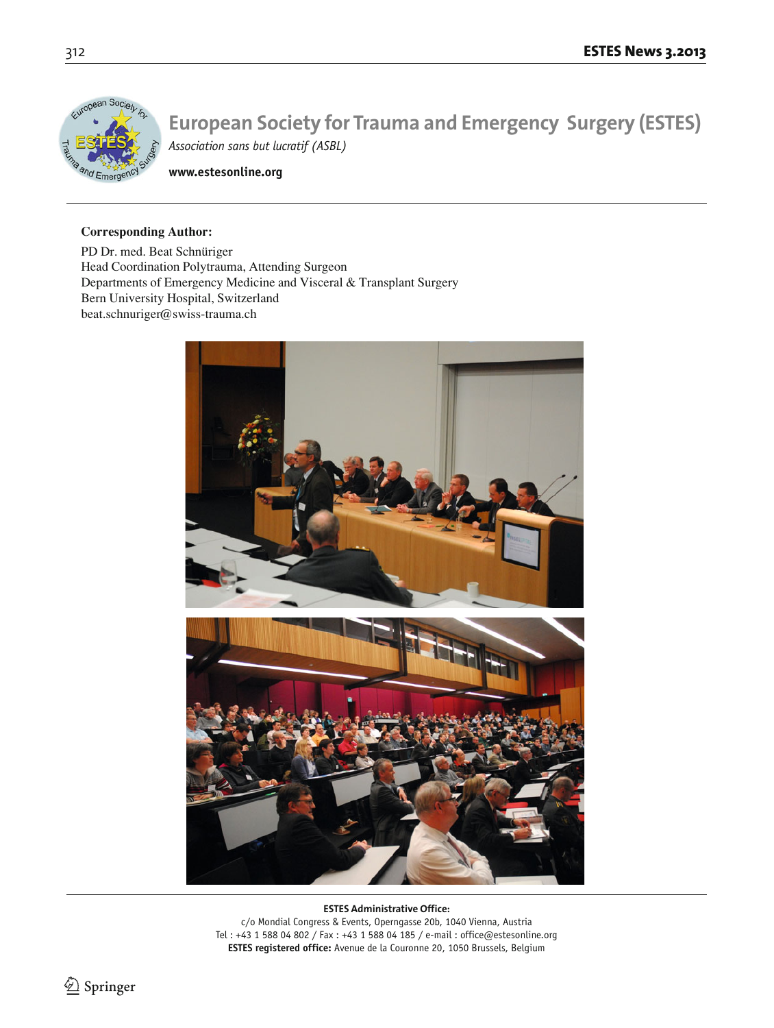# European Society for Trauma and Emergency Surgery (ESTES)

*Association sans but lucratif (ASBL)*

**www.estesonline.org**

**Corresponding Author:**

PD Dr. med. Beat Schnüriger
Head Coordination Polytrauma, Attending Surgeon
Departments of Emergency Medicine and Visceral & Transplant Surgery
Bern University Hospital, Switzerland
beat.schnuriger@swiss-trauma.ch

**ESTES Administrative Office:**
c/o Mondial Congress & Events, Operngasse 20b, 1040 Vienna, Austria
Tel : +43 1 588 04 802 / Fax : +43 1 588 04 185 / e-mail : office@estesonline.org
**ESTES registered office:** Avenue de la Couronne 20, 1050 Brussels, Belgium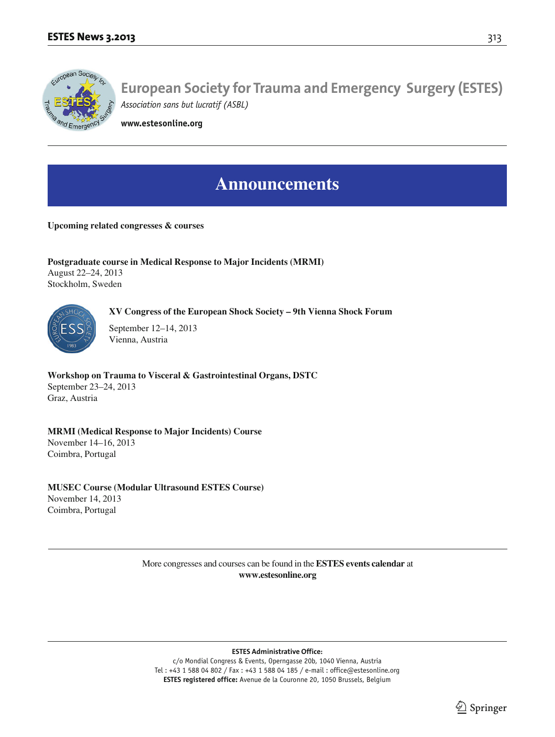# European Society for Trauma and Emergency Surgery (ESTES)

*Association sans but lucratif (ASBL)*

**www.estesonline.org**

## Announcements

**Upcoming related congresses & courses**

**Postgraduate course in Medical Response to Major Incidents (MRMI)**
August 22–24, 2013
Stockholm, Sweden

**XV Congress of the European Shock Society – 9th Vienna Shock Forum**
September 12–14, 2013
Vienna, Austria

**Workshop on Trauma to Visceral & Gastrointestinal Organs, DSTC**
September 23–24, 2013
Graz, Austria

**MRMI (Medical Response to Major Incidents) Course**
November 14–16, 2013
Coimbra, Portugal

**MUSEC Course (Modular Ultrasound ESTES Course)**
November 14, 2013
Coimbra, Portugal

More congresses and courses can be found in the **ESTES events calendar** at **www.estesonline.org**

**ESTES Administrative Office:**
c/o Mondial Congress & Events, Operngasse 20b, 1040 Vienna, Austria
Tel : +43 1 588 04 802 / Fax : +43 1 588 04 185 / e-mail : office@estesonline.org
**ESTES registered office:** Avenue de la Couronne 20, 1050 Brussels, Belgium